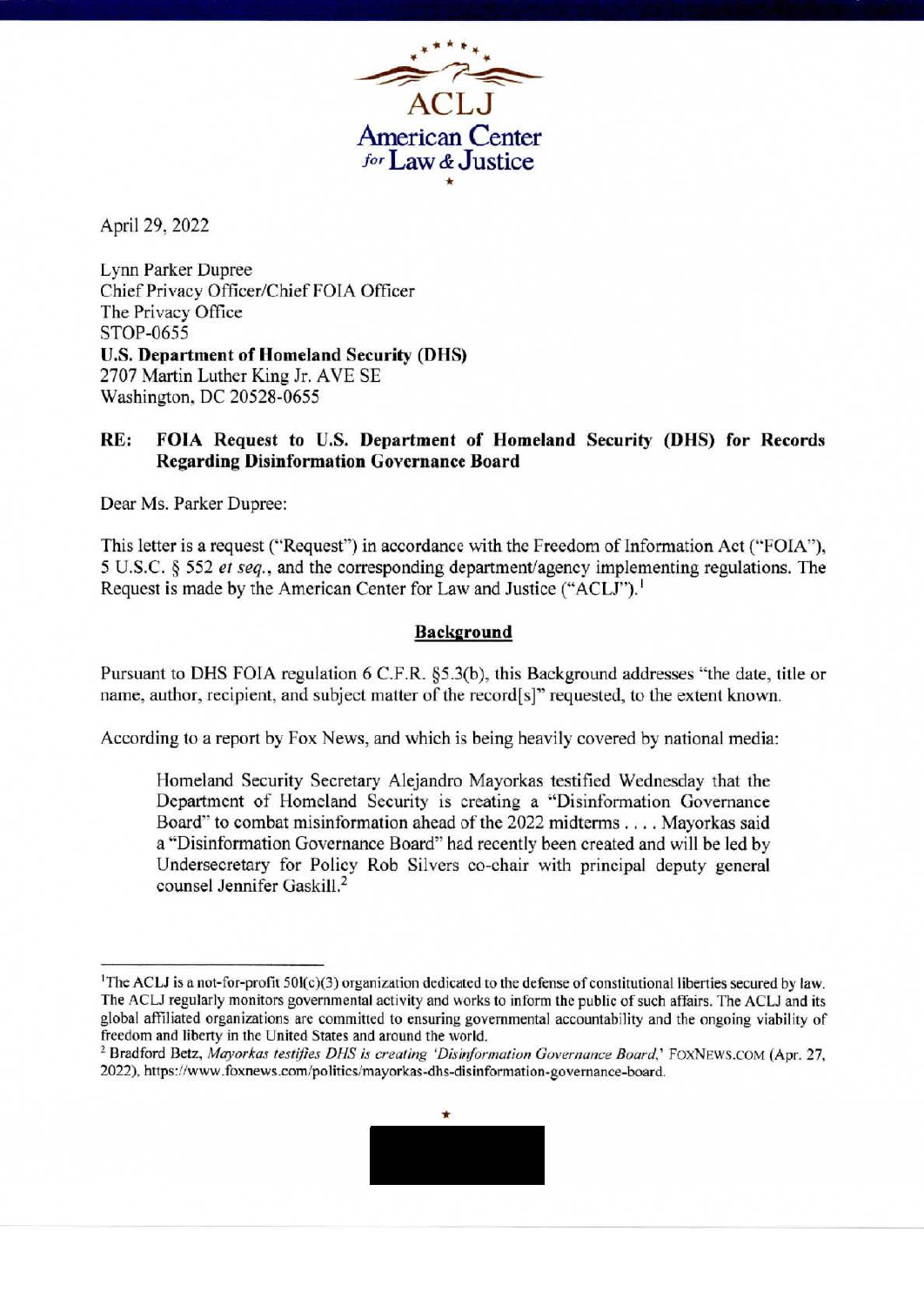ACLJ
American Center for Law & Justice

April 29, 2022

Lynn Parker Dupree
Chief Privacy Officer/Chief FOIA Officer
The Privacy Office
STOP-0655
**U.S. Department of Homeland Security (DHS)**
2707 Martin Luther King Jr. AVE SE
Washington, DC 20528-0655

**RE: FOIA Request to U.S. Department of Homeland Security (DHS) for Records Regarding Disinformation Governance Board**

Dear Ms. Parker Dupree:

This letter is a request ("Request") in accordance with the Freedom of Information Act ("FOIA"), 5 U.S.C. § 552 *et seq.*, and the corresponding department/agency implementing regulations. The Request is made by the American Center for Law and Justice ("ACLJ").[1]

## Background

Pursuant to DHS FOIA regulation 6 C.F.R. §5.3(b), this Background addresses "the date, title or name, author, recipient, and subject matter of the record[s]" requested, to the extent known.

According to a report by Fox News, and which is being heavily covered by national media:

> Homeland Security Secretary Alejandro Mayorkas testified Wednesday that the Department of Homeland Security is creating a "Disinformation Governance Board" to combat misinformation ahead of the 2022 midterms . . . . Mayorkas said a "Disinformation Governance Board" had recently been created and will be led by Undersecretary for Policy Rob Silvers co-chair with principal deputy general counsel Jennifer Gaskill.[2]

---

[1] The ACLJ is a not-for-profit 501(c)(3) organization dedicated to the defense of constitutional liberties secured by law. The ACLJ regularly monitors governmental activity and works to inform the public of such affairs. The ACLJ and its global affiliated organizations are committed to ensuring governmental accountability and the ongoing viability of freedom and liberty in the United States and around the world.

[2] Bradford Betz, *Mayorkas testifies DHS is creating 'Disinformation Governance Board,'* FOXNEWS.COM (Apr. 27, 2022), https://www.foxnews.com/politics/mayorkas-dhs-disinformation-governance-board.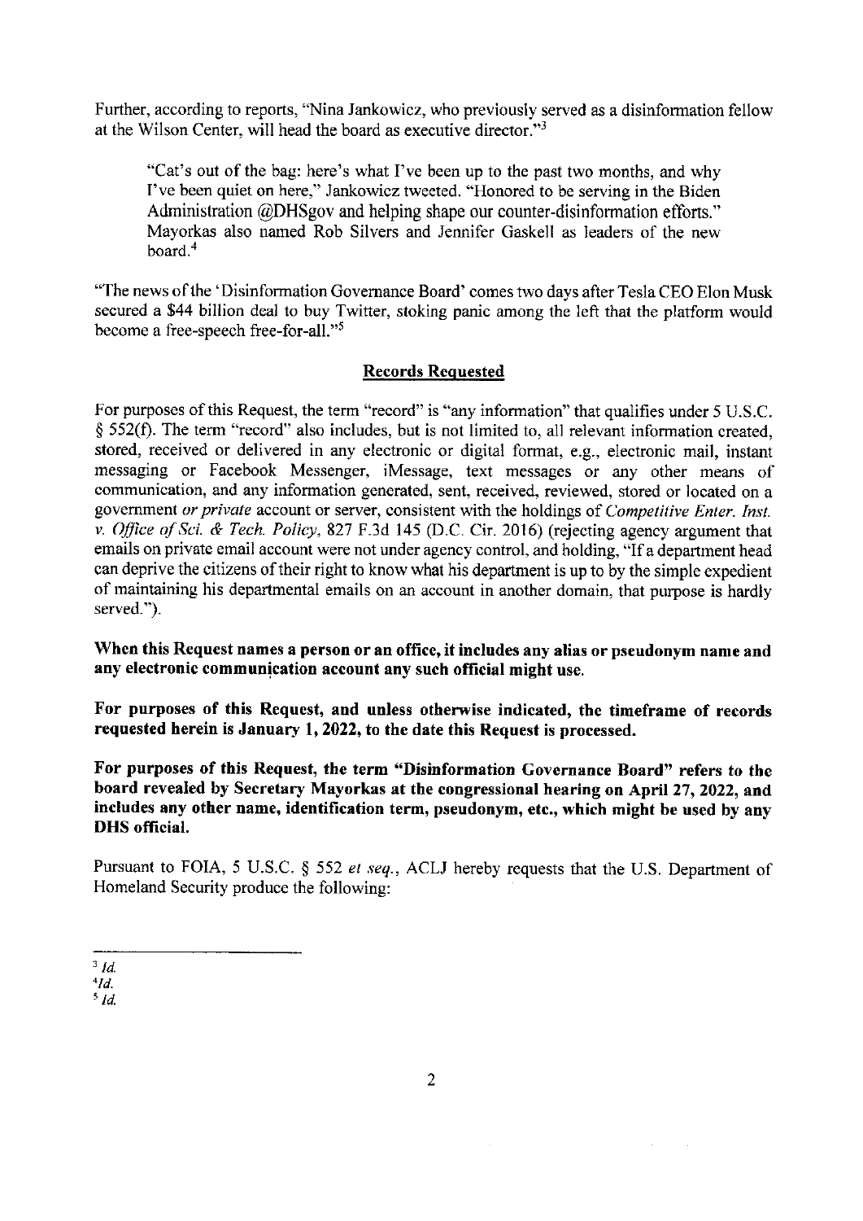Further, according to reports, "Nina Jankowicz, who previously served as a disinformation fellow at the Wilson Center, will head the board as executive director."[3]

> "Cat's out of the bag: here's what I've been up to the past two months, and why I've been quiet on here," Jankowicz tweeted. "Honored to be serving in the Biden Administration @DHSgov and helping shape our counter-disinformation efforts." Mayorkas also named Rob Silvers and Jennifer Gaskell as leaders of the new board.[4]

"The news of the 'Disinformation Governance Board' comes two days after Tesla CEO Elon Musk secured a $44 billion deal to buy Twitter, stoking panic among the left that the platform would become a free-speech free-for-all."[5]

## Records Requested

For purposes of this Request, the term "record" is "any information" that qualifies under 5 U.S.C. § 552(f). The term "record" also includes, but is not limited to, all relevant information created, stored, received or delivered in any electronic or digital format, e.g., electronic mail, instant messaging or Facebook Messenger, iMessage, text messages or any other means of communication, and any information generated, sent, received, reviewed, stored or located on a government *or private* account or server, consistent with the holdings of *Competitive Enter. Inst. v. Office of Sci. & Tech. Policy*, 827 F.3d 145 (D.C. Cir. 2016) (rejecting agency argument that emails on private email account were not under agency control, and holding, "If a department head can deprive the citizens of their right to know what his department is up to by the simple expedient of maintaining his departmental emails on an account in another domain, that purpose is hardly served.").

**When this Request names a person or an office, it includes any alias or pseudonym name and any electronic communication account any such official might use.**

**For purposes of this Request, and unless otherwise indicated, the timeframe of records requested herein is January 1, 2022, to the date this Request is processed.**

**For purposes of this Request, the term "Disinformation Governance Board" refers to the board revealed by Secretary Mayorkas at the congressional hearing on April 27, 2022, and includes any other name, identification term, pseudonym, etc., which might be used by any DHS official.**

Pursuant to FOIA, 5 U.S.C. § 552 *et seq.*, ACLJ hereby requests that the U.S. Department of Homeland Security produce the following:

---

[3] *Id.*
[4] *Id.*
[5] *Id.*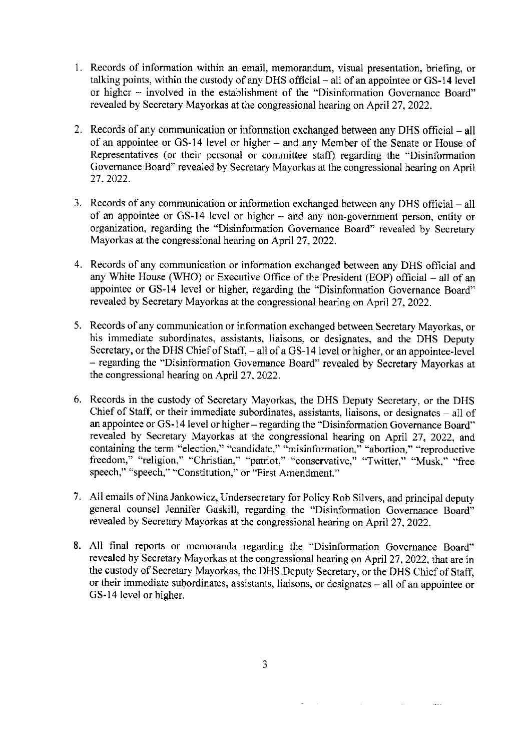1. Records of information within an email, memorandum, visual presentation, briefing, or talking points, within the custody of any DHS official – all of an appointee or GS-14 level or higher – involved in the establishment of the "Disinformation Governance Board" revealed by Secretary Mayorkas at the congressional hearing on April 27, 2022.

2. Records of any communication or information exchanged between any DHS official – all of an appointee or GS-14 level or higher – and any Member of the Senate or House of Representatives (or their personal or committee staff) regarding the "Disinformation Governance Board" revealed by Secretary Mayorkas at the congressional hearing on April 27, 2022.

3. Records of any communication or information exchanged between any DHS official – all of an appointee or GS-14 level or higher – and any non-government person, entity or organization, regarding the "Disinformation Governance Board" revealed by Secretary Mayorkas at the congressional hearing on April 27, 2022.

4. Records of any communication or information exchanged between any DHS official and any White House (WHO) or Executive Office of the President (EOP) official – all of an appointee or GS-14 level or higher, regarding the "Disinformation Governance Board" revealed by Secretary Mayorkas at the congressional hearing on April 27, 2022.

5. Records of any communication or information exchanged between Secretary Mayorkas, or his immediate subordinates, assistants, liaisons, or designates, and the DHS Deputy Secretary, or the DHS Chief of Staff, – all of a GS-14 level or higher, or an appointee-level – regarding the "Disinformation Governance Board" revealed by Secretary Mayorkas at the congressional hearing on April 27, 2022.

6. Records in the custody of Secretary Mayorkas, the DHS Deputy Secretary, or the DHS Chief of Staff, or their immediate subordinates, assistants, liaisons, or designates – all of an appointee or GS-14 level or higher – regarding the "Disinformation Governance Board" revealed by Secretary Mayorkas at the congressional hearing on April 27, 2022, and containing the term "election," "candidate," "misinformation," "abortion," "reproductive freedom," "religion," "Christian," "patriot," "conservative," "Twitter," "Musk," "free speech," "speech," "Constitution," or "First Amendment."

7. All emails of Nina Jankowicz, Undersecretary for Policy Rob Silvers, and principal deputy general counsel Jennifer Gaskill, regarding the "Disinformation Governance Board" revealed by Secretary Mayorkas at the congressional hearing on April 27, 2022.

8. All final reports or memoranda regarding the "Disinformation Governance Board" revealed by Secretary Mayorkas at the congressional hearing on April 27, 2022, that are in the custody of Secretary Mayorkas, the DHS Deputy Secretary, or the DHS Chief of Staff, or their immediate subordinates, assistants, liaisons, or designates – all of an appointee or GS-14 level or higher.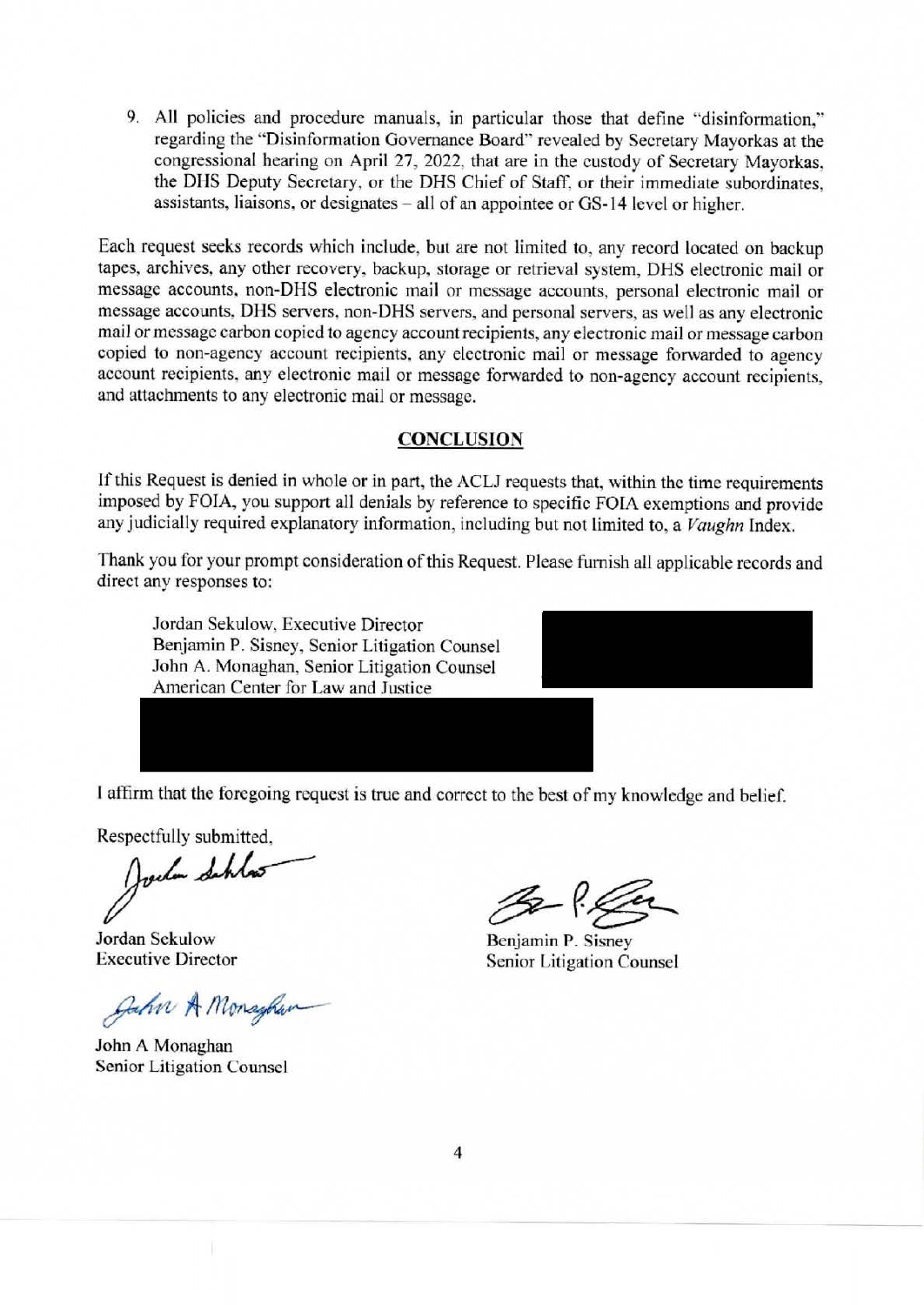9. All policies and procedure manuals, in particular those that define "disinformation," regarding the "Disinformation Governance Board" revealed by Secretary Mayorkas at the congressional hearing on April 27, 2022, that are in the custody of Secretary Mayorkas, the DHS Deputy Secretary, or the DHS Chief of Staff, or their immediate subordinates, assistants, liaisons, or designates – all of an appointee or GS-14 level or higher.

Each request seeks records which include, but are not limited to, any record located on backup tapes, archives, any other recovery, backup, storage or retrieval system, DHS electronic mail or message accounts, non-DHS electronic mail or message accounts, personal electronic mail or message accounts, DHS servers, non-DHS servers, and personal servers, as well as any electronic mail or message carbon copied to agency account recipients, any electronic mail or message carbon copied to non-agency account recipients, any electronic mail or message forwarded to agency account recipients, any electronic mail or message forwarded to non-agency account recipients, and attachments to any electronic mail or message.

## CONCLUSION

If this Request is denied in whole or in part, the ACLJ requests that, within the time requirements imposed by FOIA, you support all denials by reference to specific FOIA exemptions and provide any judicially required explanatory information, including but not limited to, a *Vaughn* Index.

Thank you for your prompt consideration of this Request. Please furnish all applicable records and direct any responses to:

Jordan Sekulow, Executive Director
Benjamin P. Sisney, Senior Litigation Counsel
John A. Monaghan, Senior Litigation Counsel
American Center for Law and Justice

I affirm that the foregoing request is true and correct to the best of my knowledge and belief.

Respectfully submitted,

Jordan Sekulow
Executive Director

Benjamin P. Sisney
Senior Litigation Counsel

John A Monaghan
Senior Litigation Counsel